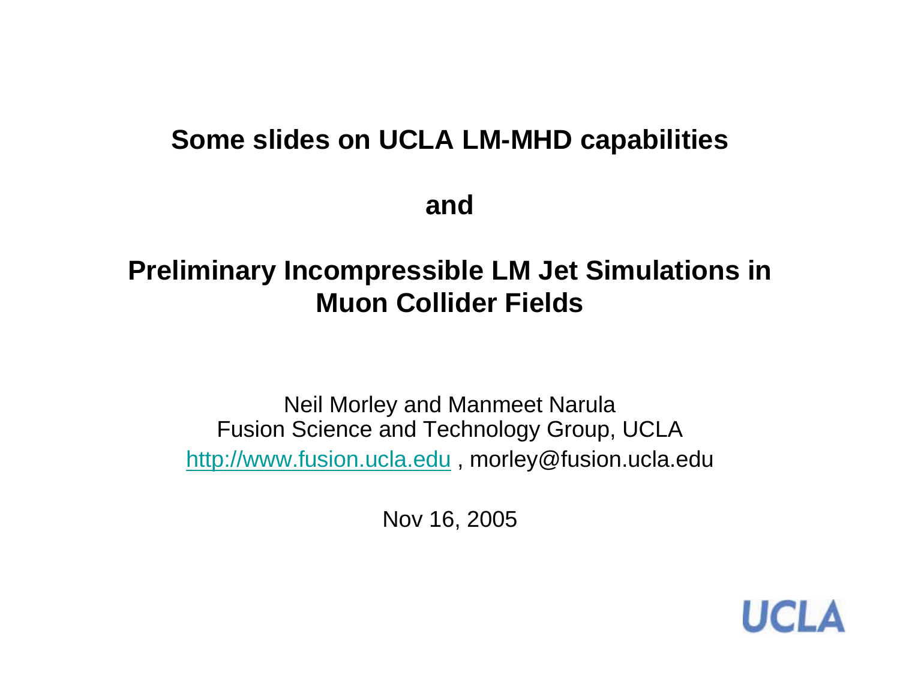# Some slides on UCLA LM-MHD capabilities

# and

# Preliminary Incompressible LM Jet Simulations in Muon Collider Fields

Neil Morley and Manmeet Narula
Fusion Science and Technology Group, UCLA
http://www.fusion.ucla.edu , morley@fusion.ucla.edu

Nov 16, 2005

UCLA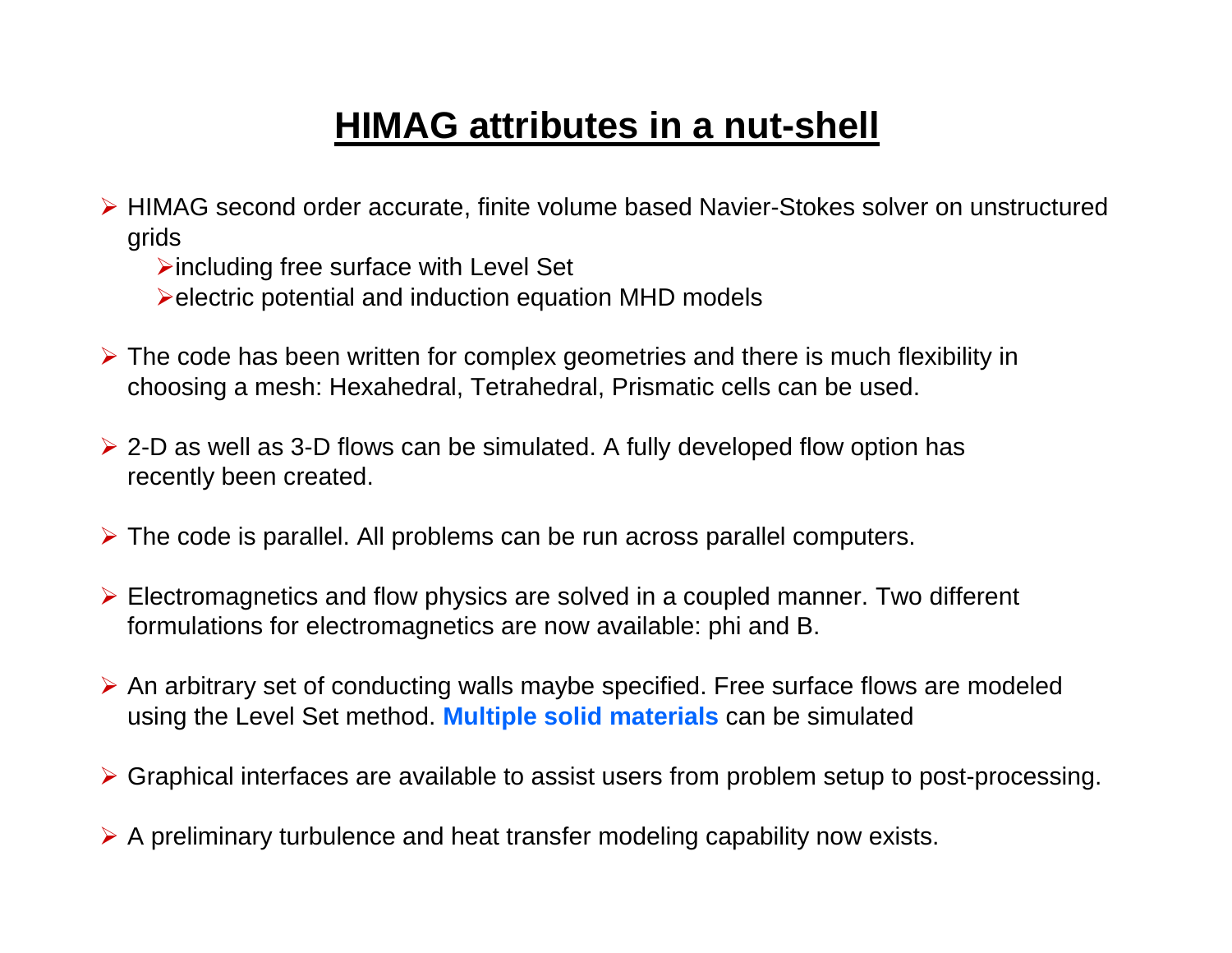# HIMAG attributes in a nut-shell

- HIMAG second order accurate, finite volume based Navier-Stokes solver on unstructured grids
  - including free surface with Level Set
  - electric potential and induction equation MHD models
- The code has been written for complex geometries and there is much flexibility in choosing a mesh: Hexahedral, Tetrahedral, Prismatic cells can be used.
- 2-D as well as 3-D flows can be simulated. A fully developed flow option has recently been created.
- The code is parallel. All problems can be run across parallel computers.
- Electromagnetics and flow physics are solved in a coupled manner. Two different formulations for electromagnetics are now available: phi and B.
- An arbitrary set of conducting walls maybe specified. Free surface flows are modeled using the Level Set method. **Multiple solid materials** can be simulated
- Graphical interfaces are available to assist users from problem setup to post-processing.
- A preliminary turbulence and heat transfer modeling capability now exists.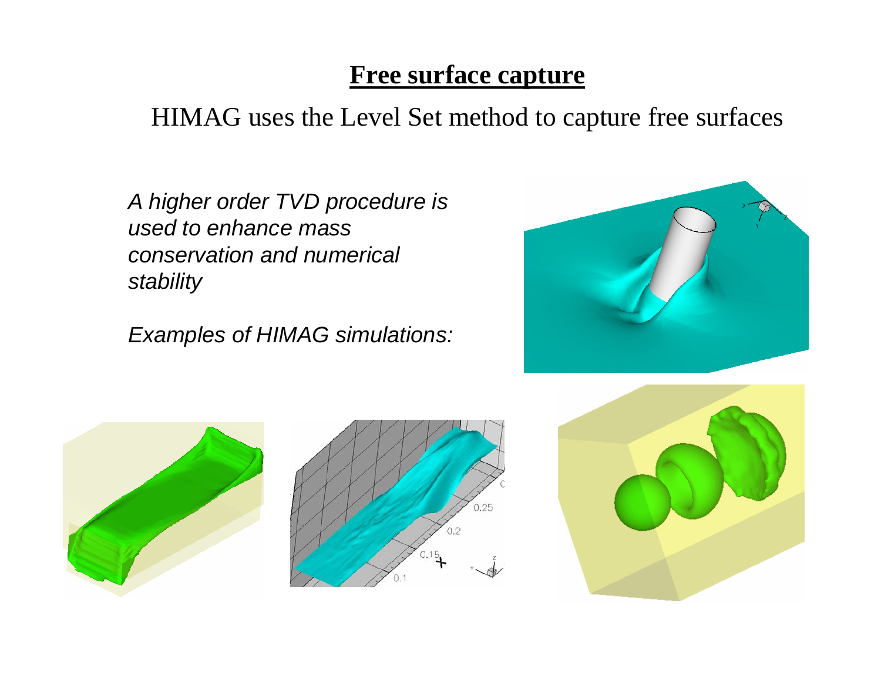# **Free surface capture**

HIMAG uses the Level Set method to capture free surfaces

*A higher order TVD procedure is used to enhance mass conservation and numerical stability*

*Examples of HIMAG simulations:*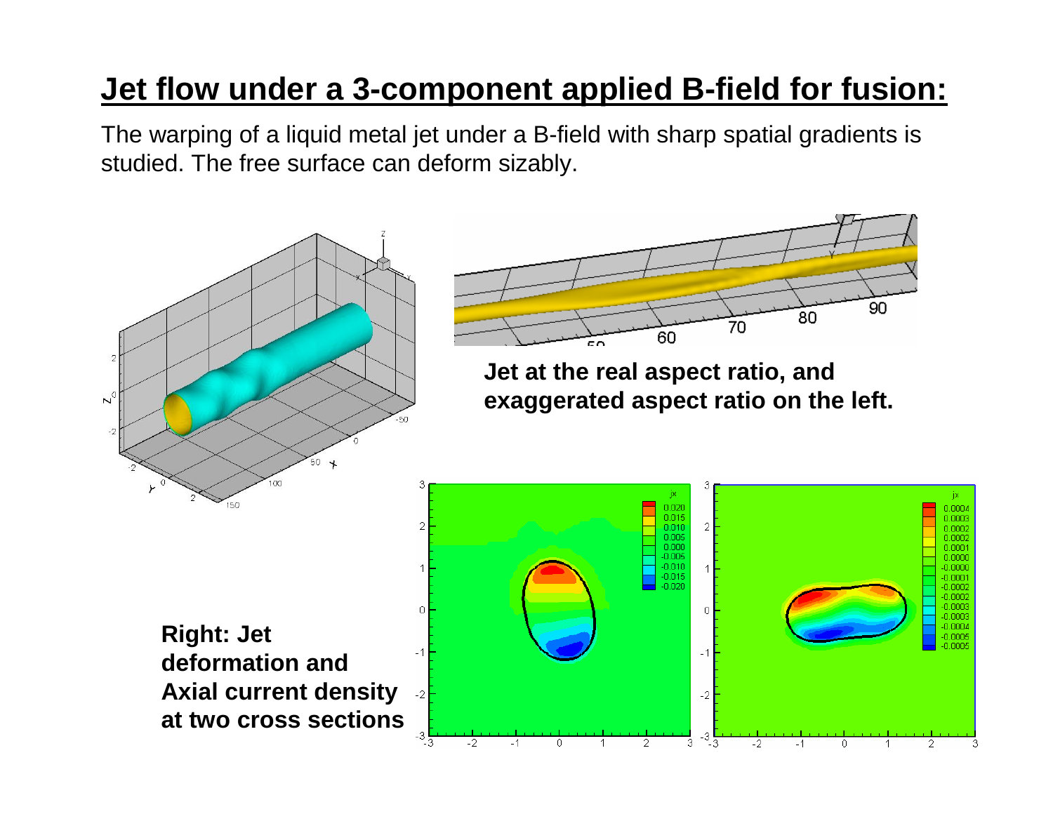# Jet flow under a 3-component applied B-field for fusion:

The warping of a liquid metal jet under a B-field with sharp spatial gradients is studied. The free surface can deform sizably.

**Jet at the real aspect ratio, and exaggerated aspect ratio on the left.**

**Right: Jet deformation and Axial current density at two cross sections**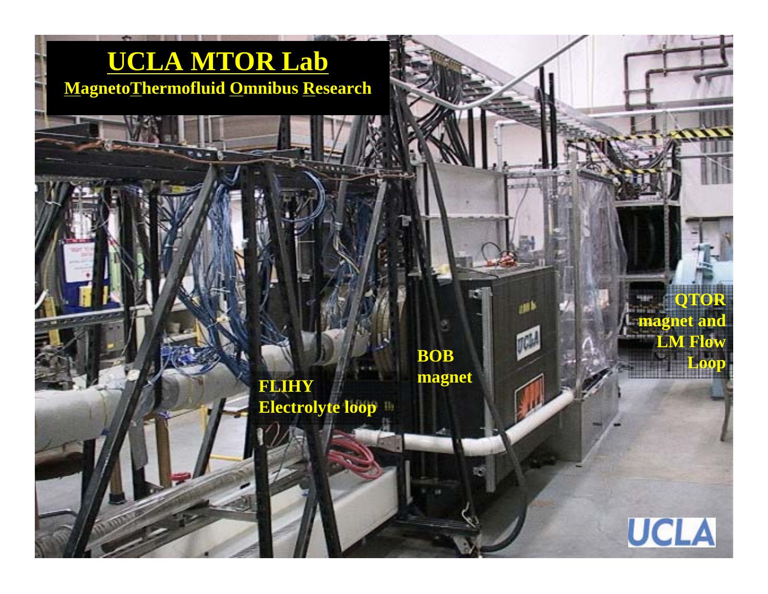# UCLA MTOR Lab

**MagnetoThermofluid Omnibus Research**

FLIHY Electrolyte loop

BOB magnet

QTOR magnet and LM Flow Loop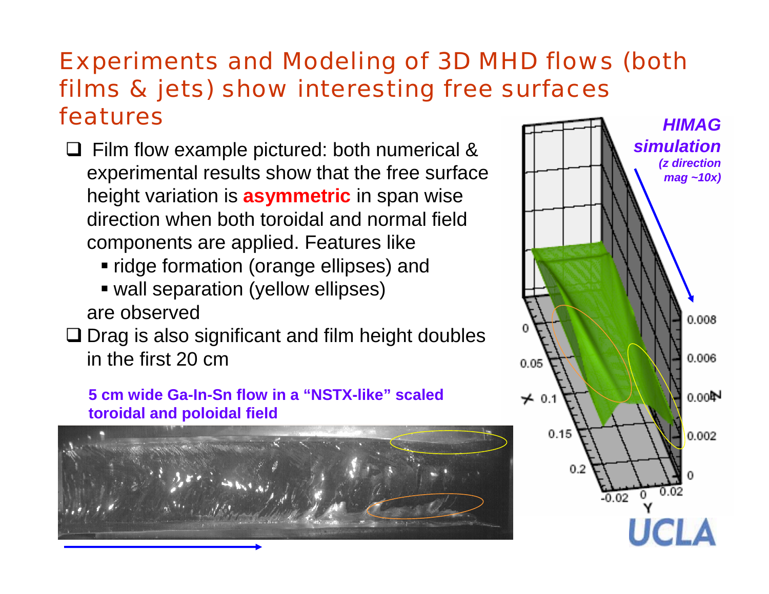# Experiments and Modeling of 3D MHD flows (both films & jets) show interesting free surfaces features

- Film flow example pictured: both numerical & experimental results show that the free surface height variation is **asymmetric** in span wise direction when both toroidal and normal field components are applied. Features like
  - ridge formation (orange ellipses) and
  - wall separation (yellow ellipses)

  are observed
- Drag is also significant and film height doubles in the first 20 cm

**5 cm wide Ga-In-Sn flow in a "NSTX-like" scaled toroidal and poloidal field**

***HIMAG simulation***
***(z direction mag ~10x)***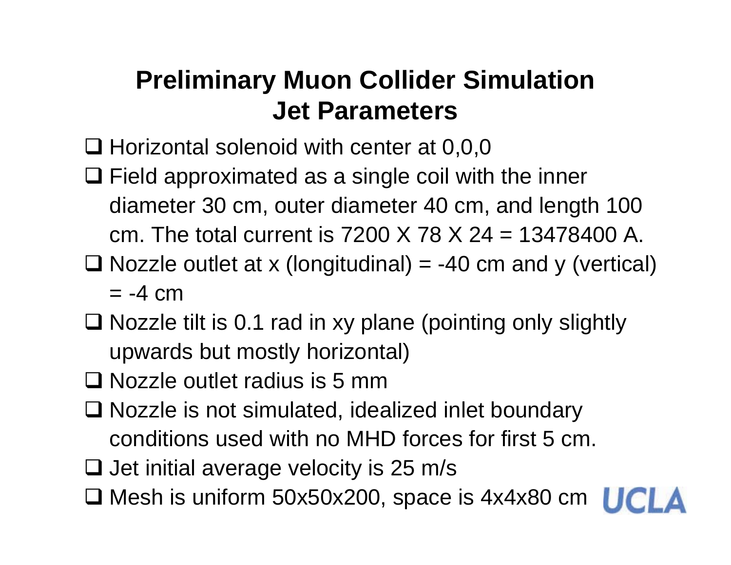# Preliminary Muon Collider Simulation Jet Parameters

- Horizontal solenoid with center at 0,0,0
- Field approximated as a single coil with the inner diameter 30 cm, outer diameter 40 cm, and length 100 cm. The total current is 7200 X 78 X 24 = 13478400 A.
- Nozzle outlet at x (longitudinal) = -40 cm and y (vertical) = -4 cm
- Nozzle tilt is 0.1 rad in xy plane (pointing only slightly upwards but mostly horizontal)
- Nozzle outlet radius is 5 mm
- Nozzle is not simulated, idealized inlet boundary conditions used with no MHD forces for first 5 cm.
- Jet initial average velocity is 25 m/s
- Mesh is uniform 50x50x200, space is 4x4x80 cm

UCLA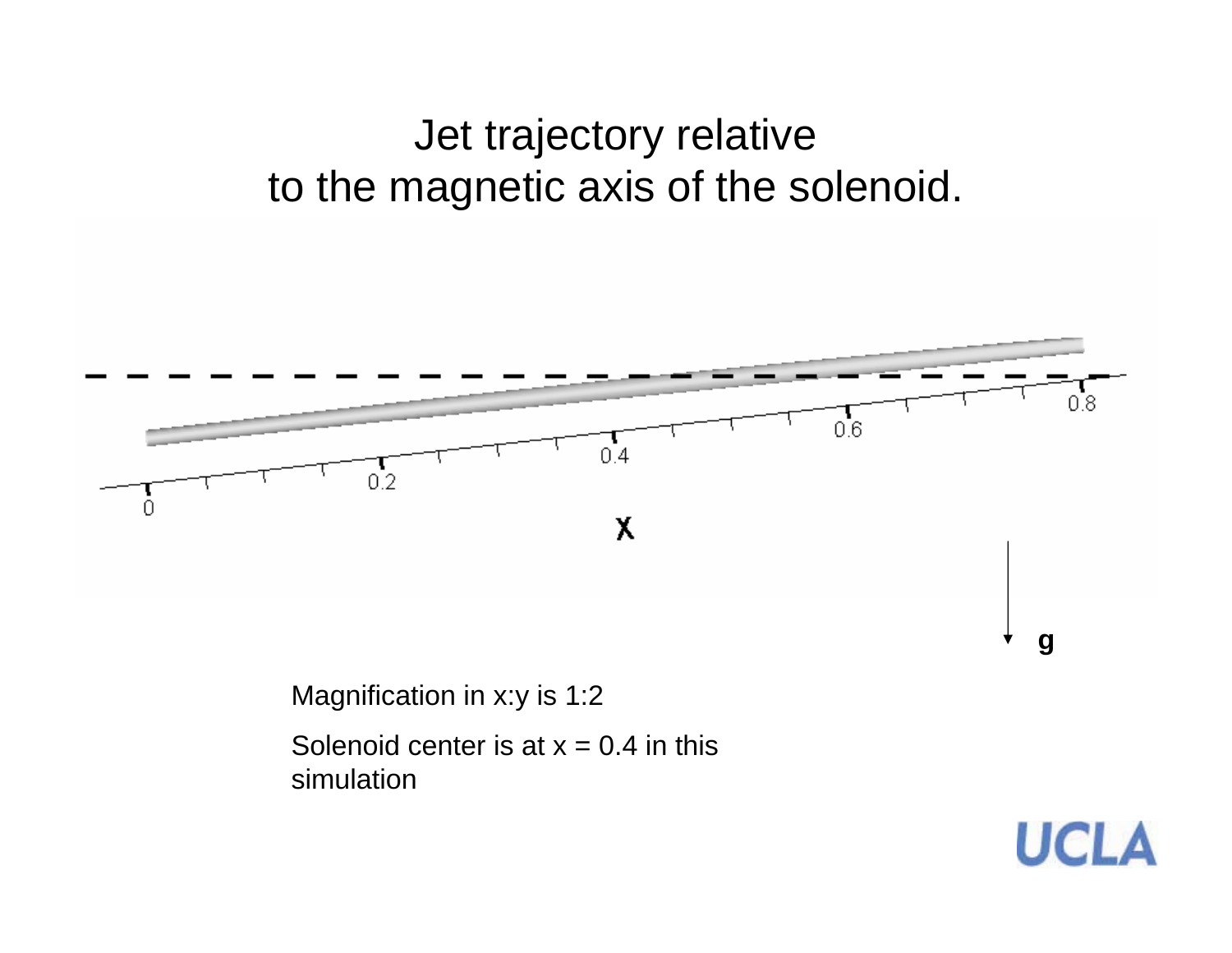# Jet trajectory relative to the magnetic axis of the solenoid.

Magnification in x:y is 1:2

Solenoid center is at x = 0.4 in this simulation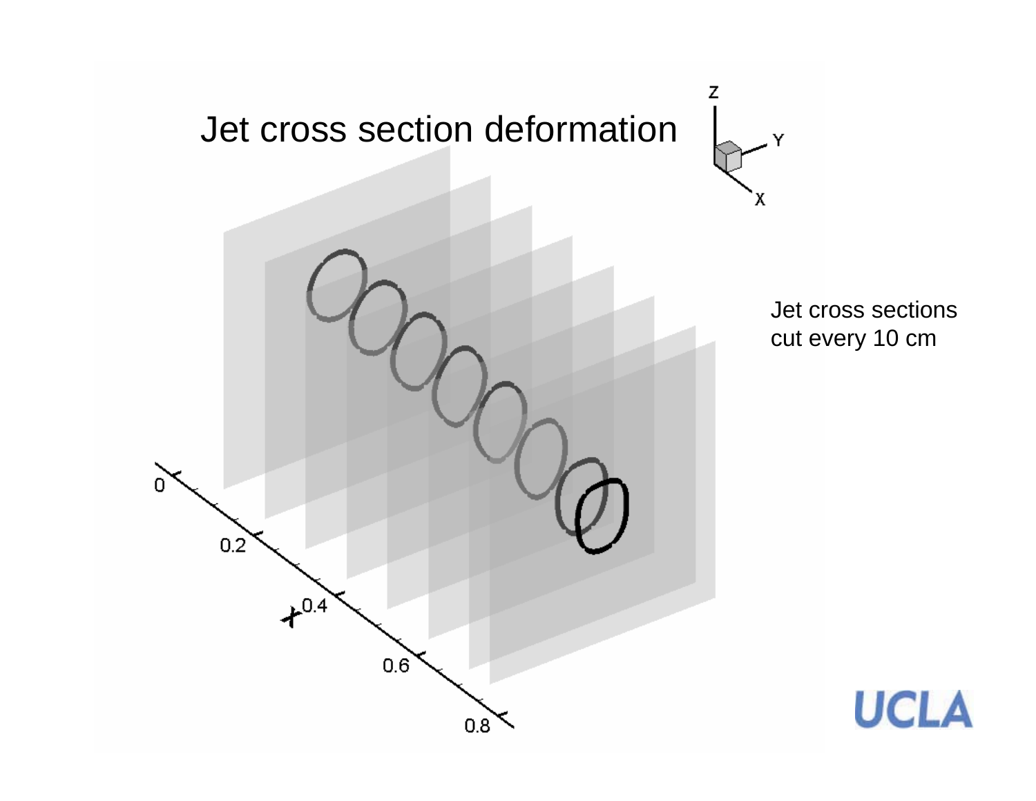# Jet cross section deformation

Jet cross sections cut every 10 cm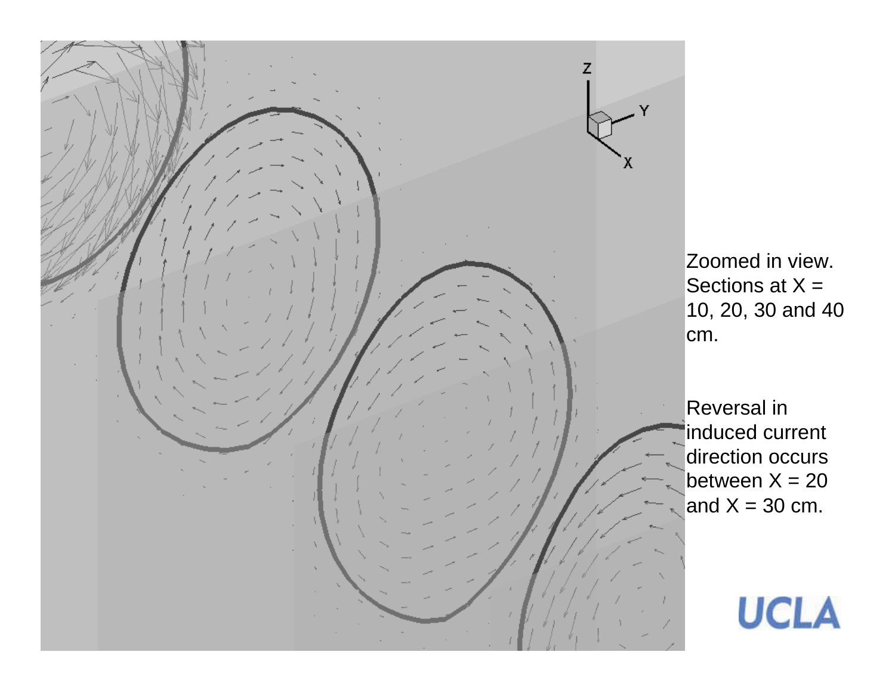Zoomed in view. Sections at X = 10, 20, 30 and 40 cm.

Reversal in induced current direction occurs between X = 20 and X = 30 cm.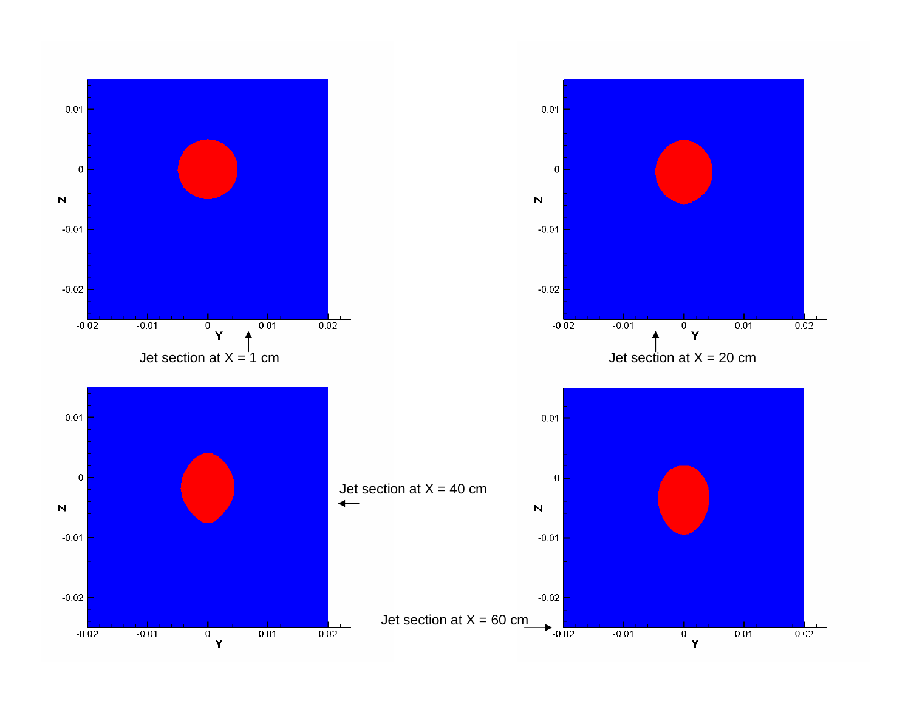Jet section at X = 1 cm

Jet section at X = 20 cm

Jet section at X = 40 cm

Jet section at X = 60 cm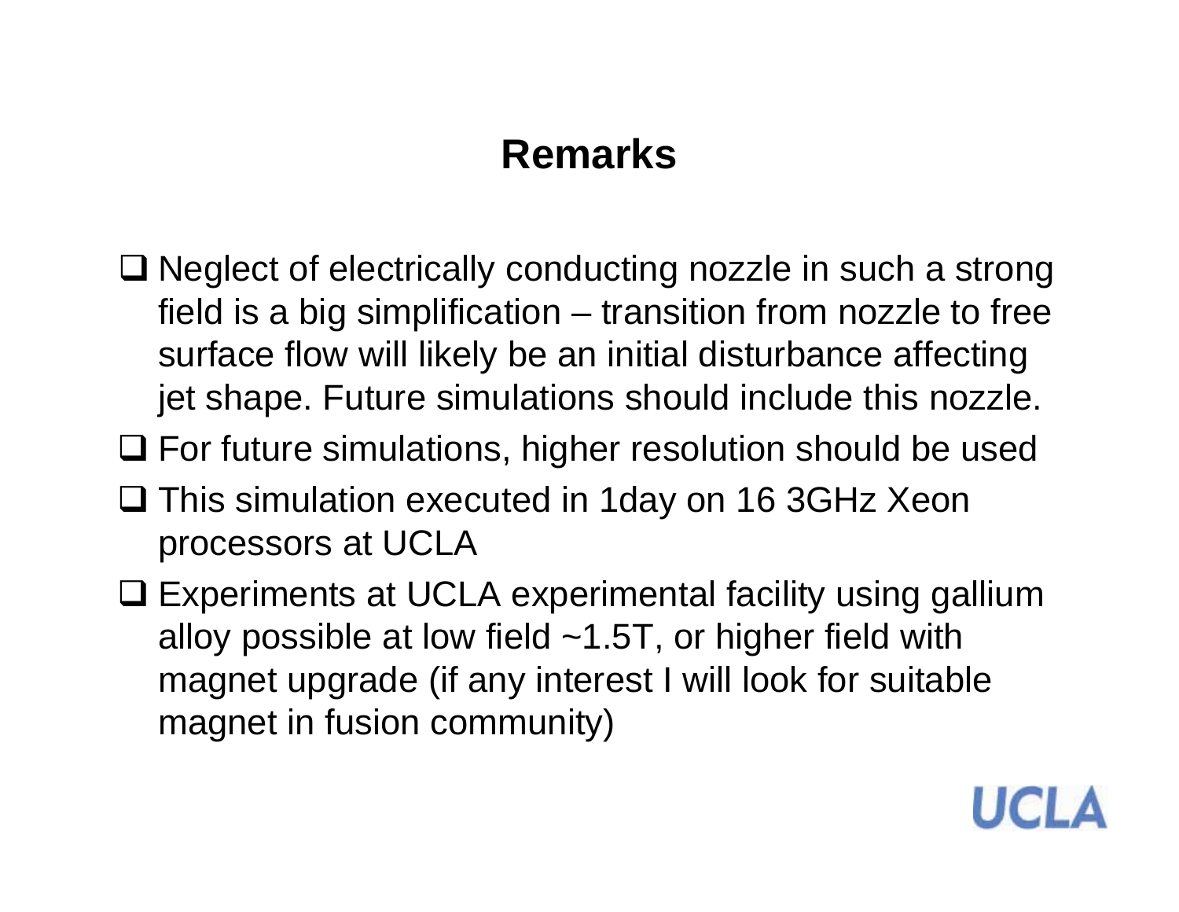# Remarks

- Neglect of electrically conducting nozzle in such a strong field is a big simplification – transition from nozzle to free surface flow will likely be an initial disturbance affecting jet shape. Future simulations should include this nozzle.
- For future simulations, higher resolution should be used
- This simulation executed in 1day on 16 3GHz Xeon processors at UCLA
- Experiments at UCLA experimental facility using gallium alloy possible at low field ~1.5T, or higher field with magnet upgrade (if any interest I will look for suitable magnet in fusion community)

UCLA